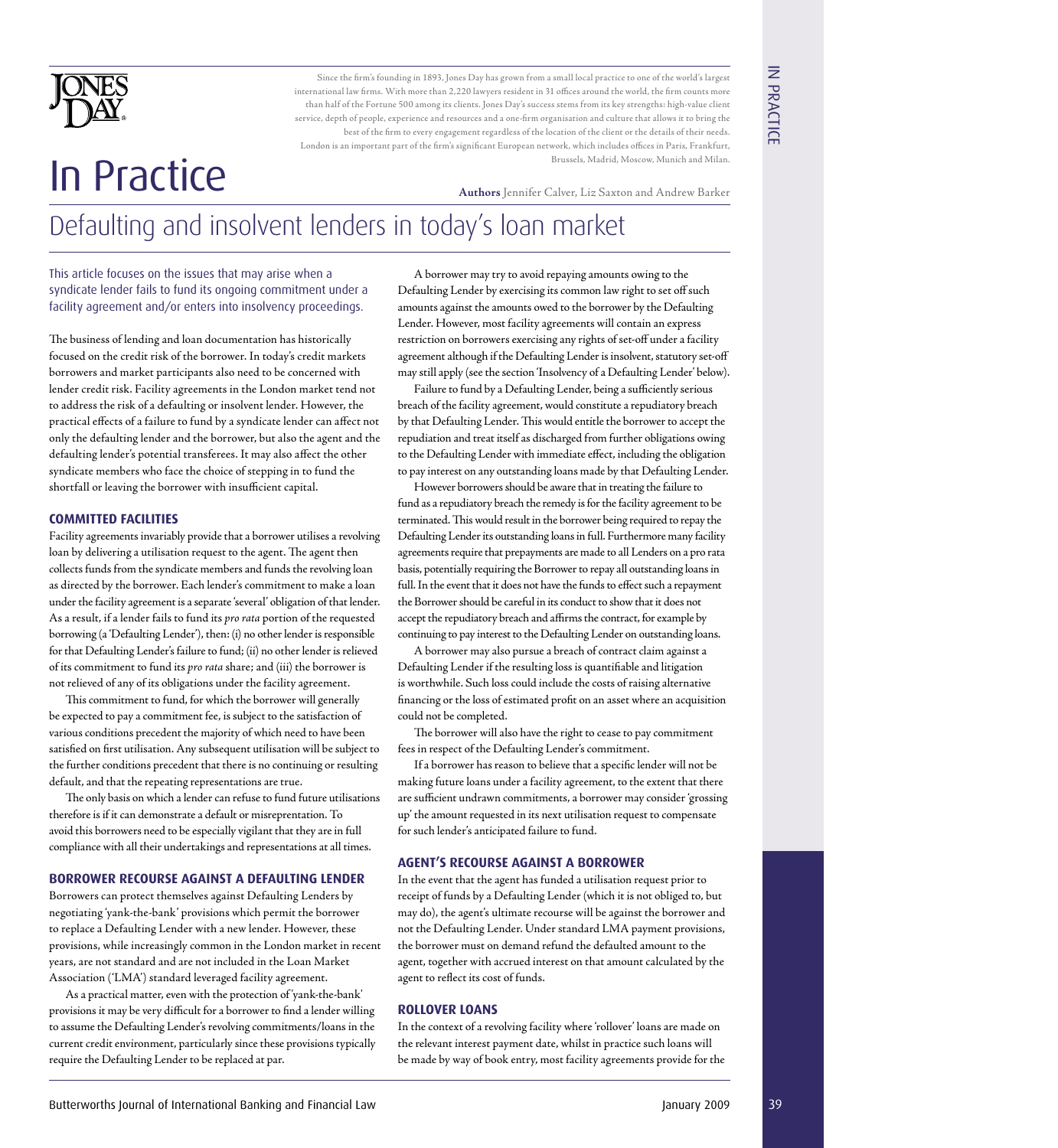Since the firm's founding in 1893, Jones Day has grown from a small local practice to one of the world's largest international law firms. With more than 2,220 lawyers resident in 31 offices around the world, the firm counts more than half of the Fortune 500 among its clients. Jones Day's success stems from its key strengths: high-value client service, depth of people, experience and resources and a one-firm organisation and culture that allows it to bring the best of the firm to every engagement regardless of the location of the client or the details of their needs. London is an important part of the firm's significant European network, which includes offices in Paris, Frankfurt, Brussels, Madrid, Moscow, Munich and Milan.

# In Practice

**Authors** Jennifer Calver, Liz Saxton and Andrew Barker

## Defaulting and insolvent lenders in today's loan market

This article focuses on the issues that may arise when a syndicate lender fails to fund its ongoing commitment under a facility agreement and/or enters into insolvency proceedings.

The business of lending and loan documentation has historically focused on the credit risk of the borrower. In today's credit markets borrowers and market participants also need to be concerned with lender credit risk. Facility agreements in the London market tend not to address the risk of a defaulting or insolvent lender. However, the practical effects of a failure to fund by a syndicate lender can affect not only the defaulting lender and the borrower, but also the agent and the defaulting lender's potential transferees. It may also affect the other syndicate members who face the choice of stepping in to fund the shortfall or leaving the borrower with insufficient capital.

### COMMITTED FACILITIES

Facility agreements invariably provide that a borrower utilises a revolving loan by delivering a utilisation request to the agent. The agent then collects funds from the syndicate members and funds the revolving loan as directed by the borrower. Each lender's commitment to make a loan under the facility agreement is a separate 'several' obligation of that lender. As a result, if a lender fails to fund its *pro rata* portion of the requested borrowing (a 'Defaulting Lender'), then: (i) no other lender is responsible for that Defaulting Lender's failure to fund; (ii) no other lender is relieved of its commitment to fund its *pro rata* share; and (iii) the borrower is not relieved of any of its obligations under the facility agreement.

This commitment to fund, for which the borrower will generally be expected to pay a commitment fee, is subject to the satisfaction of various conditions precedent the majority of which need to have been satisfied on first utilisation. Any subsequent utilisation will be subject to the further conditions precedent that there is no continuing or resulting default, and that the repeating representations are true.

The only basis on which a lender can refuse to fund future utilisations therefore is if it can demonstrate a default or misreprentation. To avoid this borrowers need to be especially vigilant that they are in full compliance with all their undertakings and representations at all times.

### BORROWER RECOURSE AGAINST A DEFAULTING LENDER

Borrowers can protect themselves against Defaulting Lenders by negotiating 'yank-the-bank' provisions which permit the borrower to replace a Defaulting Lender with a new lender. However, these provisions, while increasingly common in the London market in recent years, are not standard and are not included in the Loan Market Association ('LMA') standard leveraged facility agreement.

As a practical matter, even with the protection of 'yank-the-bank' provisions it may be very difficult for a borrower to find a lender willing to assume the Defaulting Lender's revolving commitments/loans in the current credit environment, particularly since these provisions typically require the Defaulting Lender to be replaced at par.

A borrower may try to avoid repaying amounts owing to the Defaulting Lender by exercising its common law right to set off such amounts against the amounts owed to the borrower by the Defaulting Lender. However, most facility agreements will contain an express restriction on borrowers exercising any rights of set-off under a facility agreement although if the Defaulting Lender is insolvent, statutory set-off may still apply (see the section 'Insolvency of a Defaulting Lender' below).

Failure to fund by a Defaulting Lender, being a sufficiently serious breach of the facility agreement, would constitute a repudiatory breach by that Defaulting Lender. This would entitle the borrower to accept the repudiation and treat itself as discharged from further obligations owing to the Defaulting Lender with immediate effect, including the obligation to pay interest on any outstanding loans made by that Defaulting Lender.

However borrowers should be aware that in treating the failure to fund as a repudiatory breach the remedy is for the facility agreement to be terminated. This would result in the borrower being required to repay the Defaulting Lender its outstanding loans in full. Furthermore many facility agreements require that prepayments are made to all Lenders on a pro rata basis, potentially requiring the Borrower to repay all outstanding loans in full. In the event that it does not have the funds to effect such a repayment the Borrower should be careful in its conduct to show that it does not accept the repudiatory breach and affirms the contract, for example by continuing to pay interest to the Defaulting Lender on outstanding loans.

A borrower may also pursue a breach of contract claim against a Defaulting Lender if the resulting loss is quantifiable and litigation is worthwhile. Such loss could include the costs of raising alternative financing or the loss of estimated profit on an asset where an acquisition could not be completed.

The borrower will also have the right to cease to pay commitment fees in respect of the Defaulting Lender's commitment.

If a borrower has reason to believe that a specific lender will not be making future loans under a facility agreement, to the extent that there are sufficient undrawn commitments, a borrower may consider 'grossing up' the amount requested in its next utilisation request to compensate for such lender's anticipated failure to fund.

### AGENT'S RECOURSE AGAINST A BORROWER

In the event that the agent has funded a utilisation request prior to receipt of funds by a Defaulting Lender (which it is not obliged to, but may do), the agent's ultimate recourse will be against the borrower and not the Defaulting Lender. Under standard LMA payment provisions, the borrower must on demand refund the defaulted amount to the agent, together with accrued interest on that amount calculated by the agent to reflect its cost of funds.

### ROLLOVER LOANS

In the context of a revolving facility where 'rollover' loans are made on the relevant interest payment date, whilst in practice such loans will be made by way of book entry, most facility agreements provide for the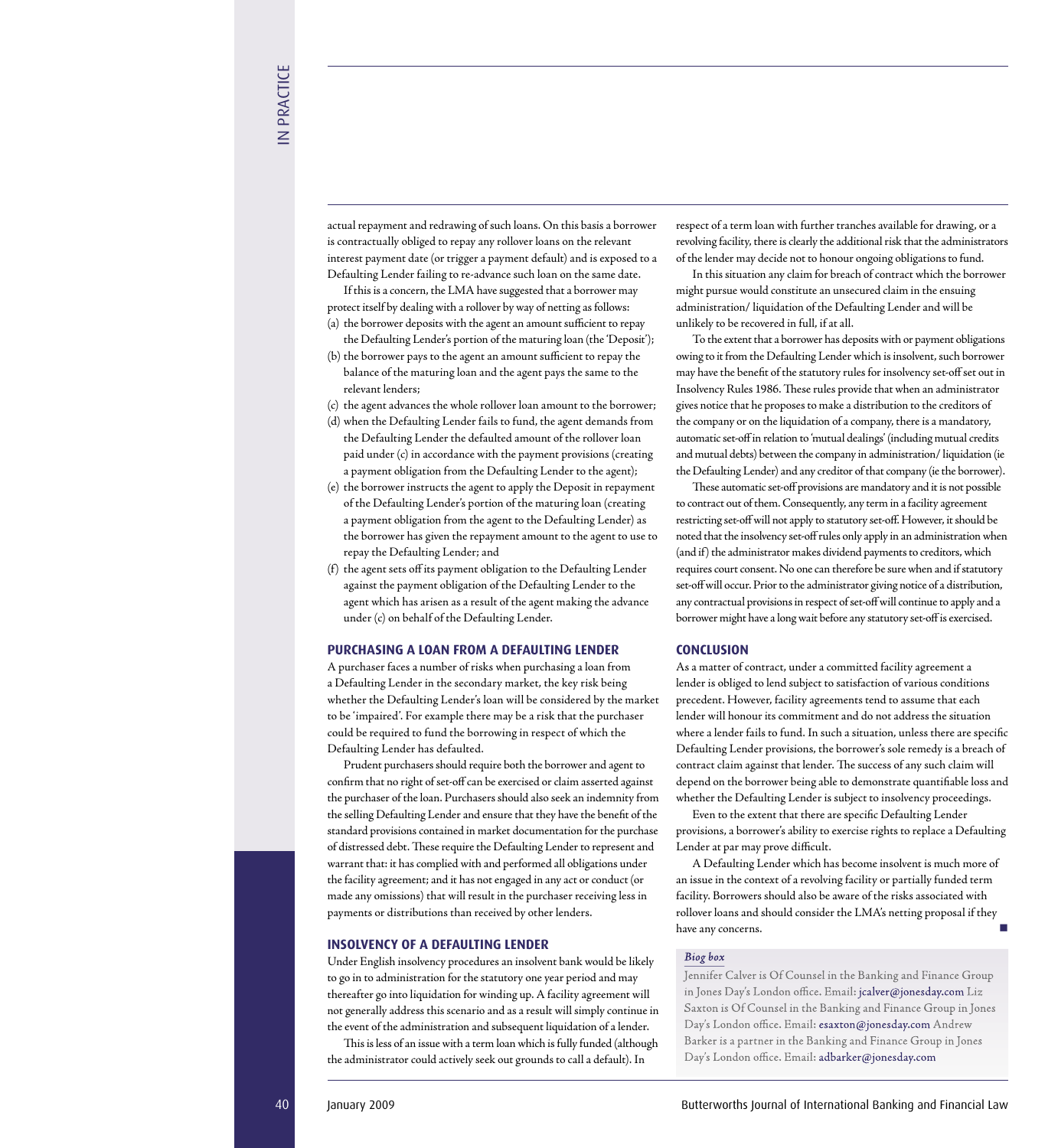actual repayment and redrawing of such loans. On this basis a borrower is contractually obliged to repay any rollover loans on the relevant interest payment date (or trigger a payment default) and is exposed to a Defaulting Lender failing to re-advance such loan on the same date.

If this is a concern, the LMA have suggested that a borrower may protect itself by dealing with a rollover by way of netting as follows:

(a) the borrower deposits with the agent an amount sufficient to repay the Defaulting Lender's portion of the maturing loan (the 'Deposit');
(b) the borrower pays to the agent an amount sufficient to repay the balance of the maturing loan and the agent pays the same to the relevant lenders;
(c) the agent advances the whole rollover loan amount to the borrower;
(d) when the Defaulting Lender fails to fund, the agent demands from the Defaulting Lender the defaulted amount of the rollover loan paid under (c) in accordance with the payment provisions (creating a payment obligation from the Defaulting Lender to the agent);
(e) the borrower instructs the agent to apply the Deposit in repayment of the Defaulting Lender's portion of the maturing loan (creating a payment obligation from the agent to the Defaulting Lender) as the borrower has given the repayment amount to the agent to use to repay the Defaulting Lender; and
(f) the agent sets off its payment obligation to the Defaulting Lender against the payment obligation of the Defaulting Lender to the agent which has arisen as a result of the agent making the advance under (c) on behalf of the Defaulting Lender.

## PURCHASING A LOAN FROM A DEFAULTING LENDER

A purchaser faces a number of risks when purchasing a loan from a Defaulting Lender in the secondary market, the key risk being whether the Defaulting Lender's loan will be considered by the market to be 'impaired'. For example there may be a risk that the purchaser could be required to fund the borrowing in respect of which the Defaulting Lender has defaulted.

Prudent purchasers should require both the borrower and agent to confirm that no right of set-off can be exercised or claim asserted against the purchaser of the loan. Purchasers should also seek an indemnity from the selling Defaulting Lender and ensure that they have the benefit of the standard provisions contained in market documentation for the purchase of distressed debt. These require the Defaulting Lender to represent and warrant that: it has complied with and performed all obligations under the facility agreement; and it has not engaged in any act or conduct (or made any omissions) that will result in the purchaser receiving less in payments or distributions than received by other lenders.

## INSOLVENCY OF A DEFAULTING LENDER

Under English insolvency procedures an insolvent bank would be likely to go in to administration for the statutory one year period and may thereafter go into liquidation for winding up. A facility agreement will not generally address this scenario and as a result will simply continue in the event of the administration and subsequent liquidation of a lender.

This is less of an issue with a term loan which is fully funded (although the administrator could actively seek out grounds to call a default). In respect of a term loan with further tranches available for drawing, or a revolving facility, there is clearly the additional risk that the administrators of the lender may decide not to honour ongoing obligations to fund.

In this situation any claim for breach of contract which the borrower might pursue would constitute an unsecured claim in the ensuing administration/ liquidation of the Defaulting Lender and will be unlikely to be recovered in full, if at all.

To the extent that a borrower has deposits with or payment obligations owing to it from the Defaulting Lender which is insolvent, such borrower may have the benefit of the statutory rules for insolvency set-off set out in Insolvency Rules 1986. These rules provide that when an administrator gives notice that he proposes to make a distribution to the creditors of the company or on the liquidation of a company, there is a mandatory, automatic set-off in relation to 'mutual dealings' (including mutual credits and mutual debts) between the company in administration/ liquidation (ie the Defaulting Lender) and any creditor of that company (ie the borrower).

These automatic set-off provisions are mandatory and it is not possible to contract out of them. Consequently, any term in a facility agreement restricting set-off will not apply to statutory set-off. However, it should be noted that the insolvency set-off rules only apply in an administration when (and if) the administrator makes dividend payments to creditors, which requires court consent. No one can therefore be sure when and if statutory set-off will occur. Prior to the administrator giving notice of a distribution, any contractual provisions in respect of set-off will continue to apply and a borrower might have a long wait before any statutory set-off is exercised.

## CONCLUSION

As a matter of contract, under a committed facility agreement a lender is obliged to lend subject to satisfaction of various conditions precedent. However, facility agreements tend to assume that each lender will honour its commitment and do not address the situation where a lender fails to fund. In such a situation, unless there are specific Defaulting Lender provisions, the borrower's sole remedy is a breach of contract claim against that lender. The success of any such claim will depend on the borrower being able to demonstrate quantifiable loss and whether the Defaulting Lender is subject to insolvency proceedings.

Even to the extent that there are specific Defaulting Lender provisions, a borrower's ability to exercise rights to replace a Defaulting Lender at par may prove difficult.

A Defaulting Lender which has become insolvent is much more of an issue in the context of a revolving facility or partially funded term facility. Borrowers should also be aware of the risks associated with rollover loans and should consider the LMA's netting proposal if they have any concerns. ■

***Biog box***

Jennifer Calver is Of Counsel in the Banking and Finance Group in Jones Day's London office. Email: jcalver@jonesday.com Liz Saxton is Of Counsel in the Banking and Finance Group in Jones Day's London office. Email: esaxton@jonesday.com Andrew Barker is a partner in the Banking and Finance Group in Jones Day's London office. Email: adbarker@jonesday.com